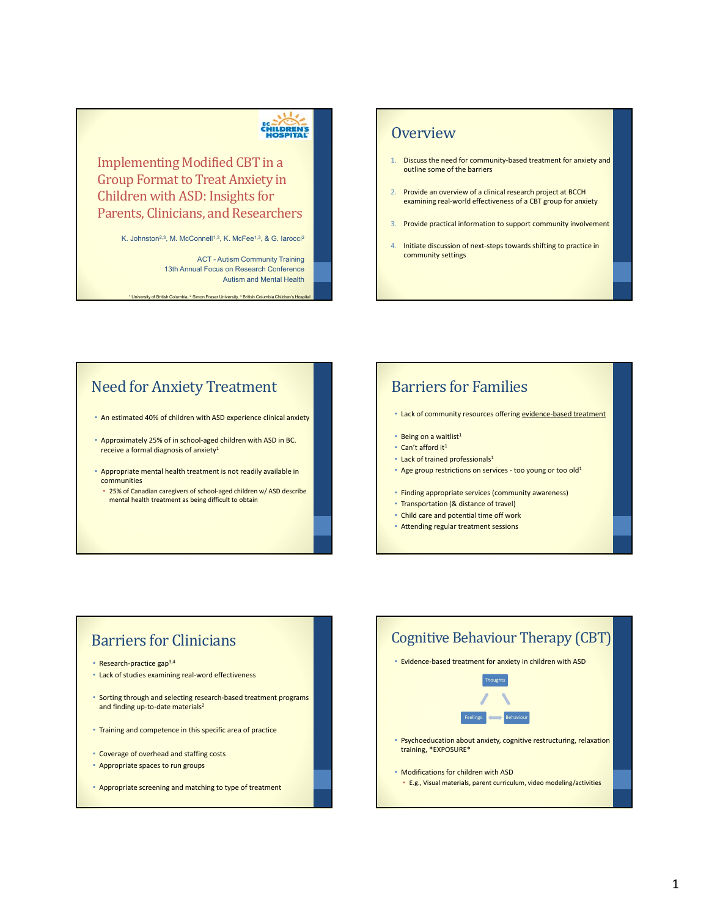# Implementing Modified CBT in a Group Format to Treat Anxiety in Children with ASD: Insights for Parents, Clinicians, and Researchers

K. Johnston[2,3], M. McConnell[1,3], K. McFee[1,3], & G. Iarocci[2]

ACT - Autism Community Training
13th Annual Focus on Research Conference
Autism and Mental Health

[1] University of British Columbia, [2] Simon Fraser University, [3] British Columbia Children's Hospital

## Overview

1. Discuss the need for community-based treatment for anxiety and outline some of the barriers
2. Provide an overview of a clinical research project at BCCH examining real-world effectiveness of a CBT group for anxiety
3. Provide practical information to support community involvement
4. Initiate discussion of next-steps towards shifting to practice in community settings

## Need for Anxiety Treatment

- An estimated 40% of children with ASD experience clinical anxiety
- Approximately 25% of in school-aged children with ASD in BC. receive a formal diagnosis of anxiety[1]
- Appropriate mental health treatment is not readily available in communities
  - 25% of Canadian caregivers of school-aged children w/ ASD describe mental health treatment as being difficult to obtain

## Barriers for Families

- Lack of community resources offering evidence-based treatment

- Being on a waitlist[1]
- Can't afford it[1]
- Lack of trained professionals[1]
- Age group restrictions on services - too young or too old[1]

- Finding appropriate services (community awareness)
- Transportation (& distance of travel)
- Child care and potential time off work
- Attending regular treatment sessions

## Barriers for Clinicians

- Research-practice gap[3,4]
- Lack of studies examining real-word effectiveness

- Sorting through and selecting research-based treatment programs and finding up-to-date materials[2]

- Training and competence in this specific area of practice

- Coverage of overhead and staffing costs
- Appropriate spaces to run groups

- Appropriate screening and matching to type of treatment

## Cognitive Behaviour Therapy (CBT)

- Evidence-based treatment for anxiety in children with ASD

Thoughts
Feelings ⟷ Behaviour

- Psychoeducation about anxiety, cognitive restructuring, relaxation training, *EXPOSURE*

- Modifications for children with ASD
  - E.g., Visual materials, parent curriculum, video modeling/activities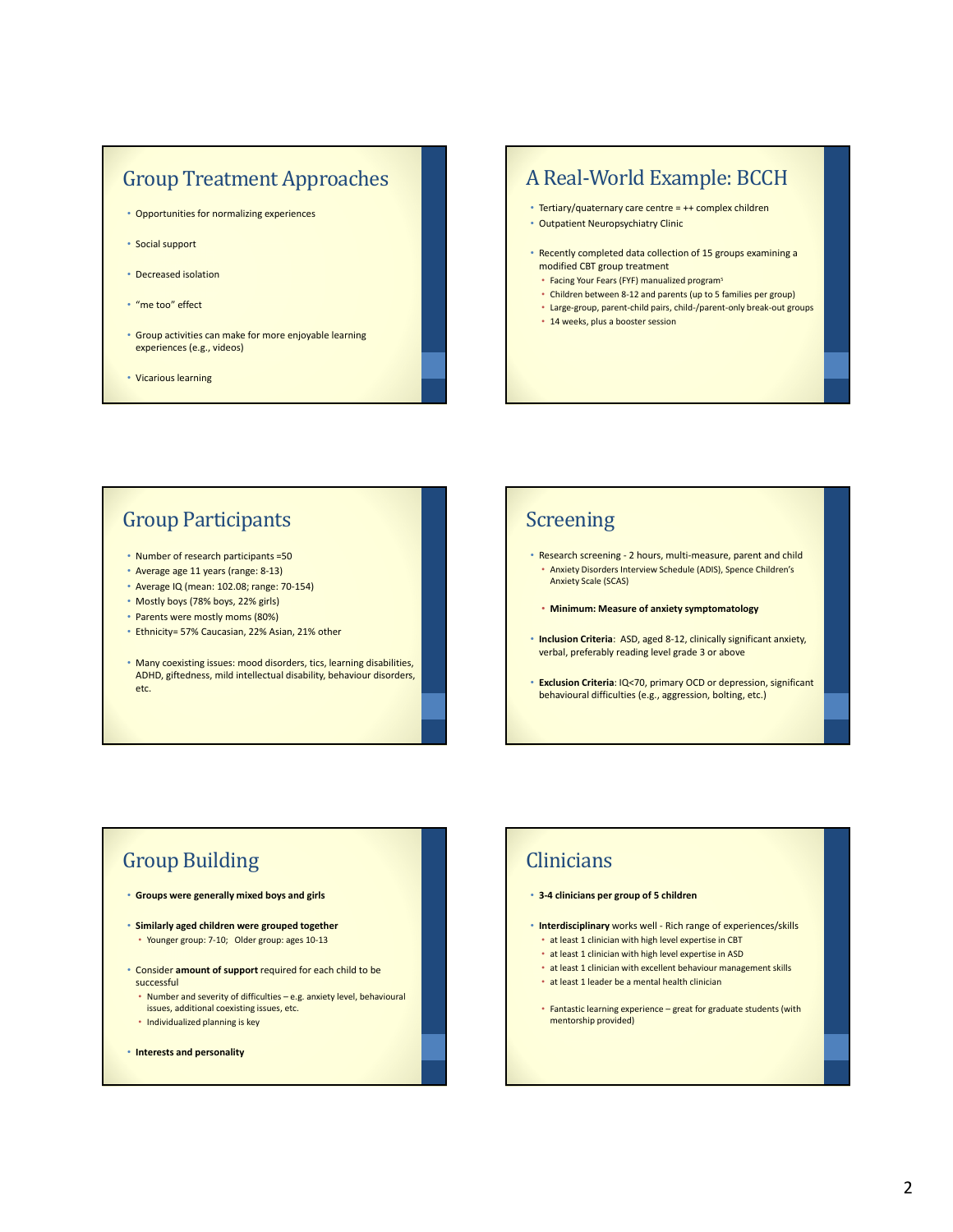## Group Treatment Approaches

- Opportunities for normalizing experiences
- Social support
- Decreased isolation
- "me too" effect
- Group activities can make for more enjoyable learning experiences (e.g., videos)
- Vicarious learning

## A Real-World Example: BCCH

- Tertiary/quaternary care centre = ++ complex children
- Outpatient Neuropsychiatry Clinic
- Recently completed data collection of 15 groups examining a modified CBT group treatment
  - Facing Your Fears (FYF) manualized program[5]
  - Children between 8-12 and parents (up to 5 families per group)
  - Large-group, parent-child pairs, child-/parent-only break-out groups
  - 14 weeks, plus a booster session

## Group Participants

- Number of research participants =50
- Average age 11 years (range: 8-13)
- Average IQ (mean: 102.08; range: 70-154)
- Mostly boys (78% boys, 22% girls)
- Parents were mostly moms (80%)
- Ethnicity= 57% Caucasian, 22% Asian, 21% other
- Many coexisting issues: mood disorders, tics, learning disabilities, ADHD, giftedness, mild intellectual disability, behaviour disorders, etc.

## Screening

- Research screening - 2 hours, multi-measure, parent and child
  - Anxiety Disorders Interview Schedule (ADIS), Spence Children's Anxiety Scale (SCAS)
  - **Minimum: Measure of anxiety symptomatology**
- **Inclusion Criteria**: ASD, aged 8-12, clinically significant anxiety, verbal, preferably reading level grade 3 or above
- **Exclusion Criteria**: IQ<70, primary OCD or depression, significant behavioural difficulties (e.g., aggression, bolting, etc.)

## Group Building

- **Groups were generally mixed boys and girls**
- **Similarly aged children were grouped together**
  - Younger group: 7-10; Older group: ages 10-13
- Consider **amount of support** required for each child to be successful
  - Number and severity of difficulties – e.g. anxiety level, behavioural issues, additional coexisting issues, etc.
  - Individualized planning is key
- **Interests and personality**

## Clinicians

- **3-4 clinicians per group of 5 children**
- **Interdisciplinary** works well - Rich range of experiences/skills
  - at least 1 clinician with high level expertise in CBT
  - at least 1 clinician with high level expertise in ASD
  - at least 1 clinician with excellent behaviour management skills
  - at least 1 leader be a mental health clinician
  - Fantastic learning experience – great for graduate students (with mentorship provided)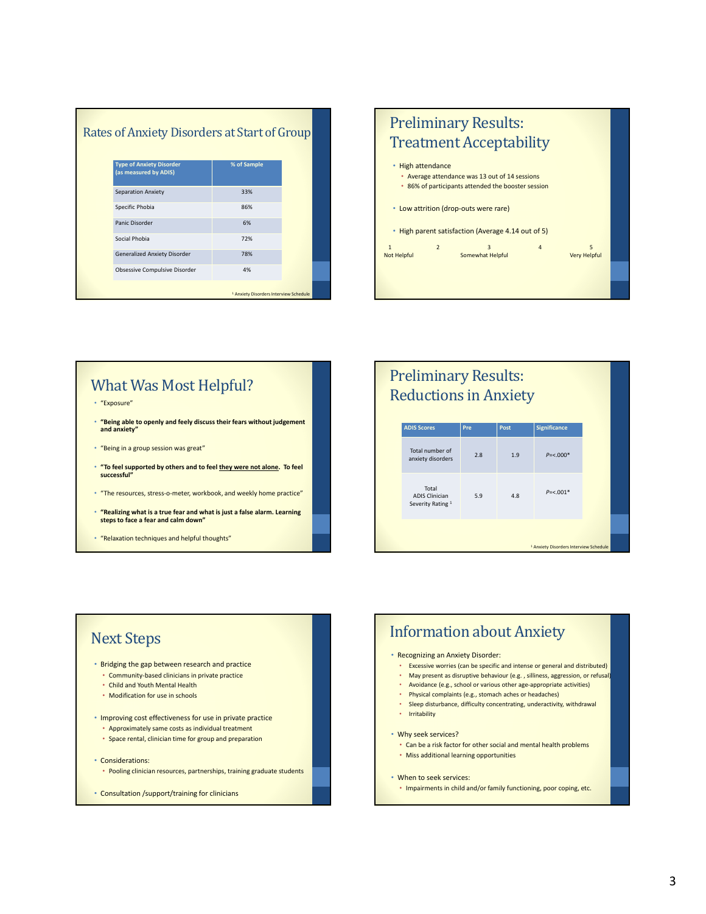## Rates of Anxiety Disorders at Start of Group

| Type of Anxiety Disorder (as measured by ADIS) | % of Sample |
|---|---|
| Separation Anxiety | 33% |
| Specific Phobia | 86% |
| Panic Disorder | 6% |
| Social Phobia | 72% |
| Generalized Anxiety Disorder | 78% |
| Obsessive Compulsive Disorder | 4% |

[1] Anxiety Disorders Interview Schedule

## Preliminary Results: Treatment Acceptability

- High attendance
  - Average attendance was 13 out of 14 sessions
  - 86% of participants attended the booster session
- Low attrition (drop-outs were rare)
- High parent satisfaction (Average 4.14 out of 5)

| 1 | 2 | 3 | 4 | 5 |
|---|---|---|---|---|
| Not Helpful | | Somewhat Helpful | | Very Helpful |

## What Was Most Helpful?

- "Exposure"
- **"Being able to openly and feely discuss their fears without judgement and anxiety"**
- "Being in a group session was great"
- **"To feel supported by others and to feel <u>they were not alone</u>. To feel successful"**
- "The resources, stress-o-meter, workbook, and weekly home practice"
- **"Realizing what is a true fear and what is just a false alarm. Learning steps to face a fear and calm down"**
- "Relaxation techniques and helpful thoughts"

## Preliminary Results: Reductions in Anxiety

| ADIS Scores | Pre | Post | Significance |
|---|---|---|---|
| Total number of anxiety disorders | 2.8 | 1.9 | *P*=<.000* |
| Total ADIS Clinician Severity Rating [1] | 5.9 | 4.8 | *P*=<.001* |

[1] Anxiety Disorders Interview Schedule

## Next Steps

- Bridging the gap between research and practice
  - Community-based clinicians in private practice
  - Child and Youth Mental Health
  - Modification for use in schools
- Improving cost effectiveness for use in private practice
  - Approximately same costs as individual treatment
  - Space rental, clinician time for group and preparation
- Considerations:
  - Pooling clinician resources, partnerships, training graduate students
- Consultation /support/training for clinicians

## Information about Anxiety

- Recognizing an Anxiety Disorder:
  - Excessive worries (can be specific and intense or general and distributed)
  - May present as disruptive behaviour (e.g. , silliness, aggression, or refusal)
  - Avoidance (e.g., school or various other age-appropriate activities)
  - Physical complaints (e.g., stomach aches or headaches)
  - Sleep disturbance, difficulty concentrating, underactivity, withdrawal
  - Irritability
- Why seek services?
  - Can be a risk factor for other social and mental health problems
  - Miss additional learning opportunities
- When to seek services:
  - Impairments in child and/or family functioning, poor coping, etc.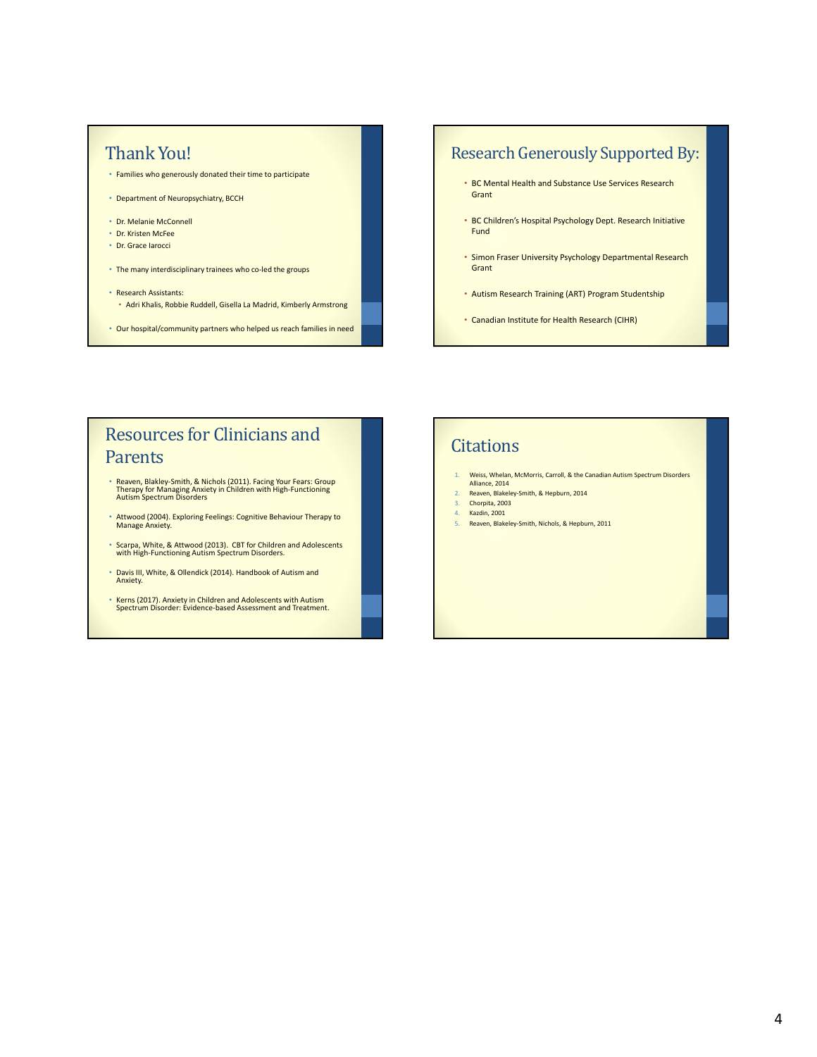## Thank You!

- Families who generously donated their time to participate
- Department of Neuropsychiatry, BCCH
- Dr. Melanie McConnell
- Dr. Kristen McFee
- Dr. Grace Iarocci
- The many interdisciplinary trainees who co-led the groups
- Research Assistants:
  - Adri Khalis, Robbie Ruddell, Gisella La Madrid, Kimberly Armstrong
- Our hospital/community partners who helped us reach families in need

## Research Generously Supported By:

- BC Mental Health and Substance Use Services Research Grant
- BC Children's Hospital Psychology Dept. Research Initiative Fund
- Simon Fraser University Psychology Departmental Research Grant
- Autism Research Training (ART) Program Studentship
- Canadian Institute for Health Research (CIHR)

## Resources for Clinicians and Parents

- Reaven, Blakley-Smith, & Nichols (2011). Facing Your Fears: Group Therapy for Managing Anxiety in Children with High-Functioning Autism Spectrum Disorders
- Attwood (2004). Exploring Feelings: Cognitive Behaviour Therapy to Manage Anxiety.
- Scarpa, White, & Attwood (2013). CBT for Children and Adolescents with High-Functioning Autism Spectrum Disorders.
- Davis III, White, & Ollendick (2014). Handbook of Autism and Anxiety.
- Kerns (2017). Anxiety in Children and Adolescents with Autism Spectrum Disorder: Evidence-based Assessment and Treatment.

## Citations

1. Weiss, Whelan, McMorris, Carroll, & the Canadian Autism Spectrum Disorders Alliance, 2014
2. Reaven, Blakeley-Smith, & Hepburn, 2014
3. Chorpita, 2003
4. Kazdin, 2001
5. Reaven, Blakeley-Smith, Nichols, & Hepburn, 2011